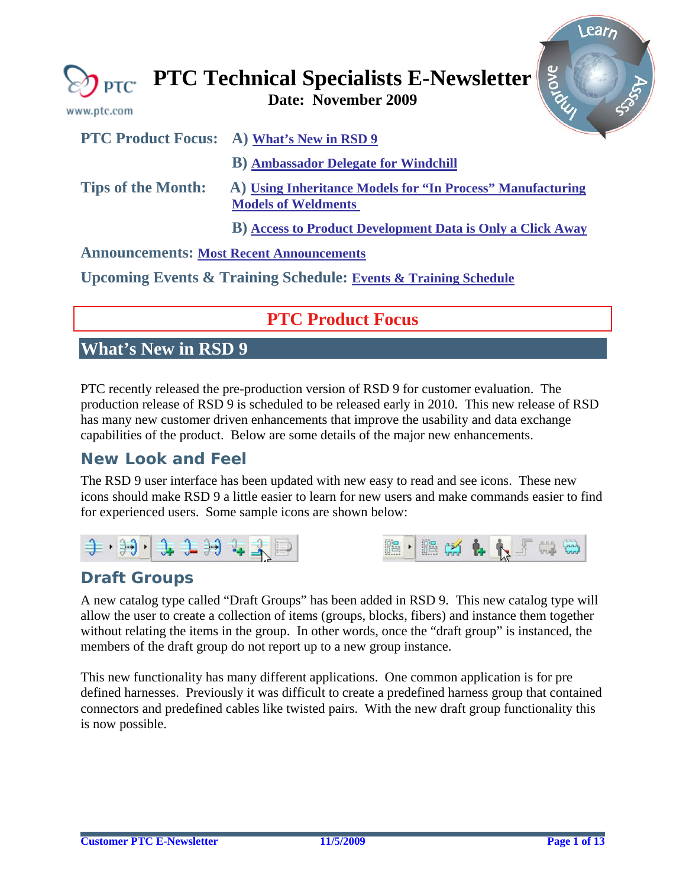# PTC Technical Specialists E-Newsletter

**Date: November 2009**

**PTC Product Focus:** A) What's New in RSD 9

B) Ambassador Delegate for Windchill

**Tips of the Month:** A) Using Inheritance Models for "In Process" Manufacturing Models of Weldments

B) Access to Product Development Data is Only a Click Away

**Announcements:** Most Recent Announcements

**Upcoming Events & Training Schedule:** Events & Training Schedule

## PTC Product Focus

## What's New in RSD 9

PTC recently released the pre-production version of RSD 9 for customer evaluation. The production release of RSD 9 is scheduled to be released early in 2010. This new release of RSD has many new customer driven enhancements that improve the usability and data exchange capabilities of the product. Below are some details of the major new enhancements.

### New Look and Feel

The RSD 9 user interface has been updated with new easy to read and see icons. These new icons should make RSD 9 a little easier to learn for new users and make commands easier to find for experienced users. Some sample icons are shown below:

### Draft Groups

A new catalog type called "Draft Groups" has been added in RSD 9. This new catalog type will allow the user to create a collection of items (groups, blocks, fibers) and instance them together without relating the items in the group. In other words, once the "draft group" is instanced, the members of the draft group do not report up to a new group instance.

This new functionality has many different applications. One common application is for pre defined harnesses. Previously it was difficult to create a predefined harness group that contained connectors and predefined cables like twisted pairs. With the new draft group functionality this is now possible.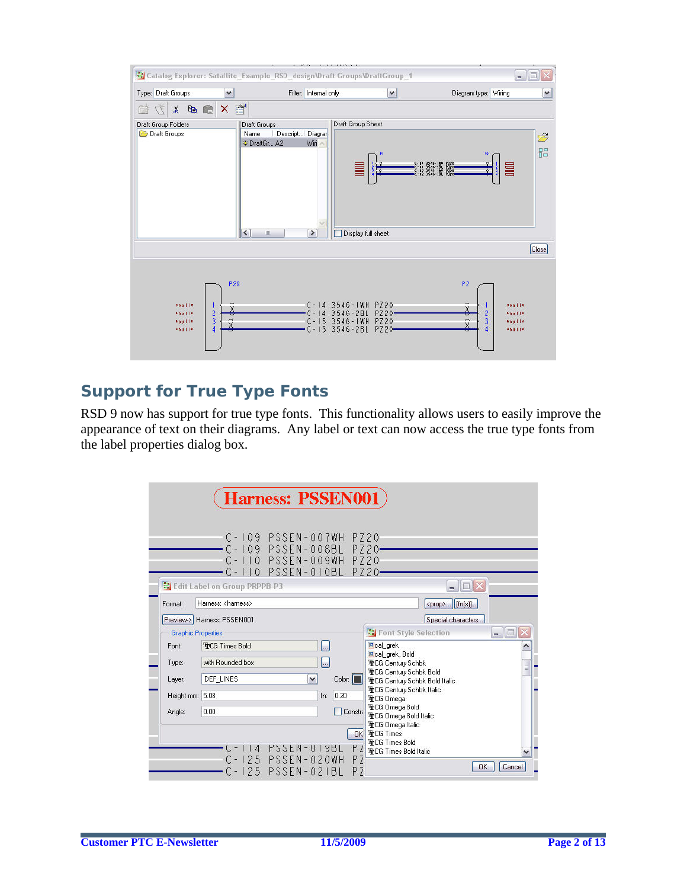## Support for True Type Fonts

RSD 9 now has support for true type fonts.  This functionality allows users to easily improve the appearance of text on their diagrams.  Any label or text can now access the true type fonts from the label properties dialog box.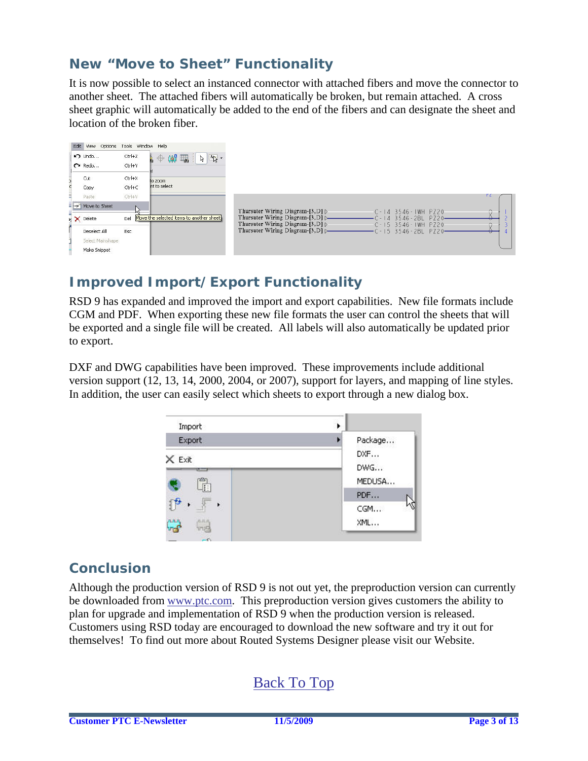## New "Move to Sheet" Functionality

It is now possible to select an instanced connector with attached fibers and move the connector to another sheet. The attached fibers will automatically be broken, but remain attached. A cross sheet graphic will automatically be added to the end of the fibers and can designate the sheet and location of the broken fiber.

## Improved Import/Export Functionality

RSD 9 has expanded and improved the import and export capabilities. New file formats include CGM and PDF. When exporting these new file formats the user can control the sheets that will be exported and a single file will be created. All labels will also automatically be updated prior to export.

DXF and DWG capabilities have been improved. These improvements include additional version support (12, 13, 14, 2000, 2004, or 2007), support for layers, and mapping of line styles. In addition, the user can easily select which sheets to export through a new dialog box.

## Conclusion

Although the production version of RSD 9 is not out yet, the preproduction version can currently be downloaded from www.ptc.com. This preproduction version gives customers the ability to plan for upgrade and implementation of RSD 9 when the production version is released. Customers using RSD today are encouraged to download the new software and try it out for themselves! To find out more about Routed Systems Designer please visit our Website.

Back To Top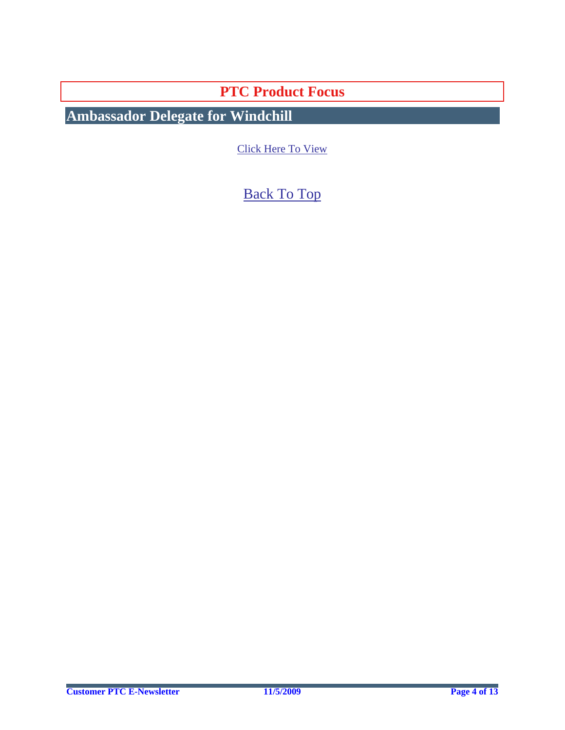# PTC Product Focus

## Ambassador Delegate for Windchill

Click Here To View

Back To Top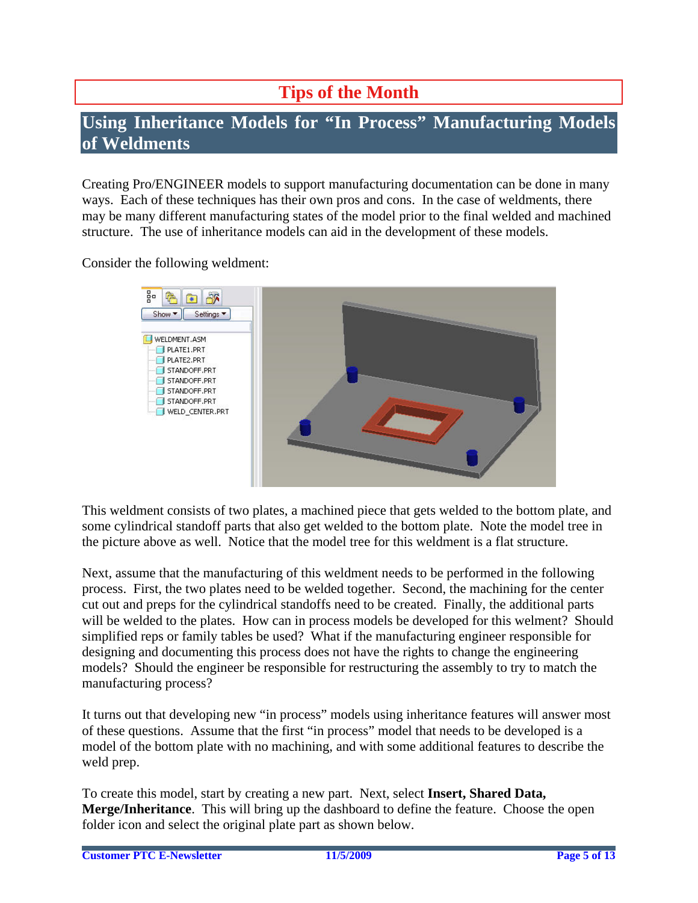# Tips of the Month

## Using Inheritance Models for "In Process" Manufacturing Models of Weldments

Creating Pro/ENGINEER models to support manufacturing documentation can be done in many ways. Each of these techniques has their own pros and cons. In the case of weldments, there may be many different manufacturing states of the model prior to the final welded and machined structure. The use of inheritance models can aid in the development of these models.

Consider the following weldment:

This weldment consists of two plates, a machined piece that gets welded to the bottom plate, and some cylindrical standoff parts that also get welded to the bottom plate. Note the model tree in the picture above as well. Notice that the model tree for this weldment is a flat structure.

Next, assume that the manufacturing of this weldment needs to be performed in the following process. First, the two plates need to be welded together. Second, the machining for the center cut out and preps for the cylindrical standoffs need to be created. Finally, the additional parts will be welded to the plates. How can in process models be developed for this welment? Should simplified reps or family tables be used? What if the manufacturing engineer responsible for designing and documenting this process does not have the rights to change the engineering models? Should the engineer be responsible for restructuring the assembly to try to match the manufacturing process?

It turns out that developing new "in process" models using inheritance features will answer most of these questions. Assume that the first "in process" model that needs to be developed is a model of the bottom plate with no machining, and with some additional features to describe the weld prep.

To create this model, start by creating a new part. Next, select **Insert, Shared Data, Merge/Inheritance**. This will bring up the dashboard to define the feature. Choose the open folder icon and select the original plate part as shown below.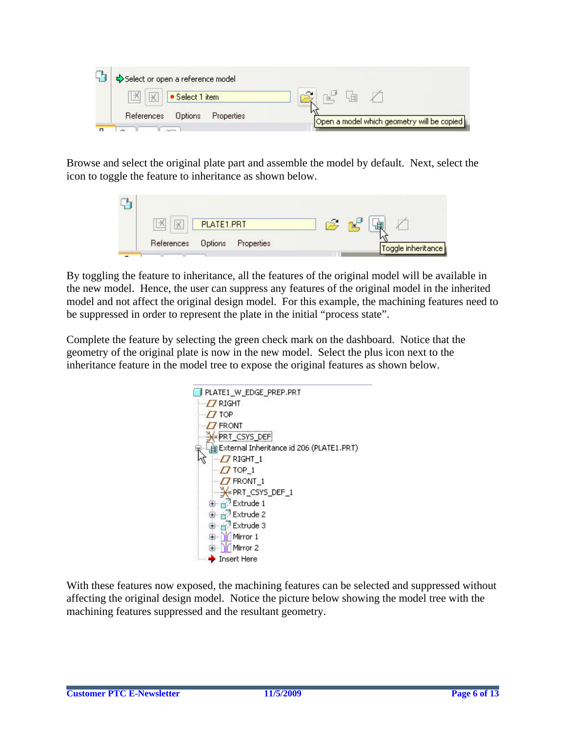Browse and select the original plate part and assemble the model by default. Next, select the icon to toggle the feature to inheritance as shown below.

By toggling the feature to inheritance, all the features of the original model will be available in the new model. Hence, the user can suppress any features of the original model in the inherited model and not affect the original design model. For this example, the machining features need to be suppressed in order to represent the plate in the initial "process state".

Complete the feature by selecting the green check mark on the dashboard. Notice that the geometry of the original plate is now in the new model. Select the plus icon next to the inheritance feature in the model tree to expose the original features as shown below.

With these features now exposed, the machining features can be selected and suppressed without affecting the original design model. Notice the picture below showing the model tree with the machining features suppressed and the resultant geometry.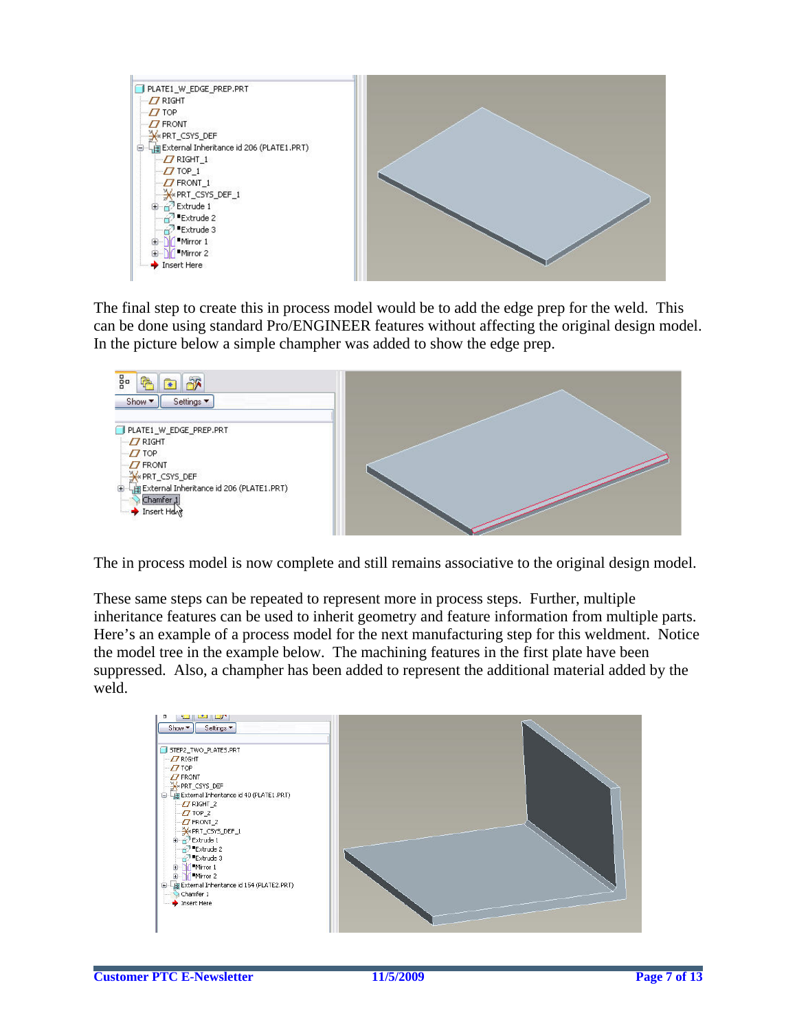The final step to create this in process model would be to add the edge prep for the weld. This can be done using standard Pro/ENGINEER features without affecting the original design model. In the picture below a simple champher was added to show the edge prep.

The in process model is now complete and still remains associative to the original design model.

These same steps can be repeated to represent more in process steps. Further, multiple inheritance features can be used to inherit geometry and feature information from multiple parts. Here's an example of a process model for the next manufacturing step for this weldment. Notice the model tree in the example below. The machining features in the first plate have been suppressed. Also, a champher has been added to represent the additional material added by the weld.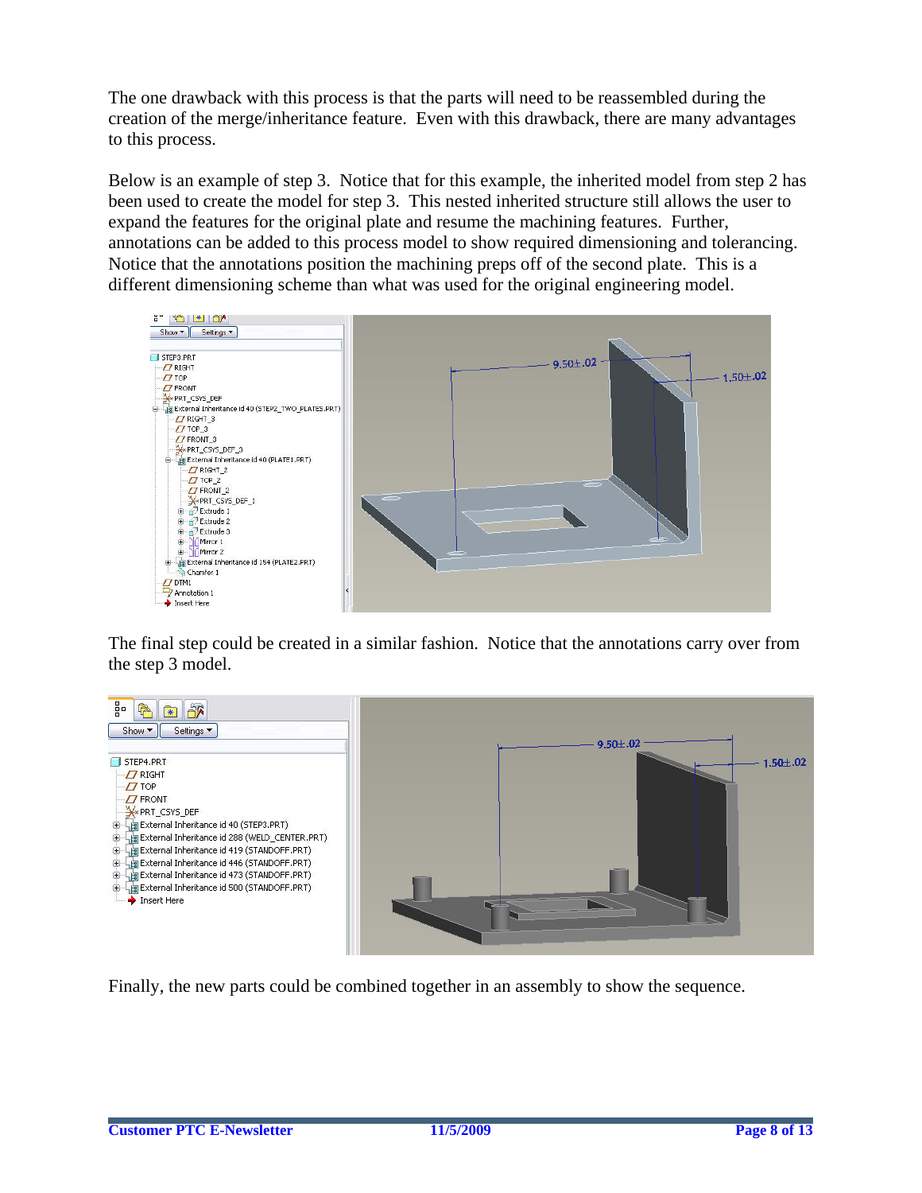The one drawback with this process is that the parts will need to be reassembled during the creation of the merge/inheritance feature. Even with this drawback, there are many advantages to this process.

Below is an example of step 3. Notice that for this example, the inherited model from step 2 has been used to create the model for step 3. This nested inherited structure still allows the user to expand the features for the original plate and resume the machining features. Further, annotations can be added to this process model to show required dimensioning and tolerancing. Notice that the annotations position the machining preps off of the second plate. This is a different dimensioning scheme than what was used for the original engineering model.

The final step could be created in a similar fashion. Notice that the annotations carry over from the step 3 model.

Finally, the new parts could be combined together in an assembly to show the sequence.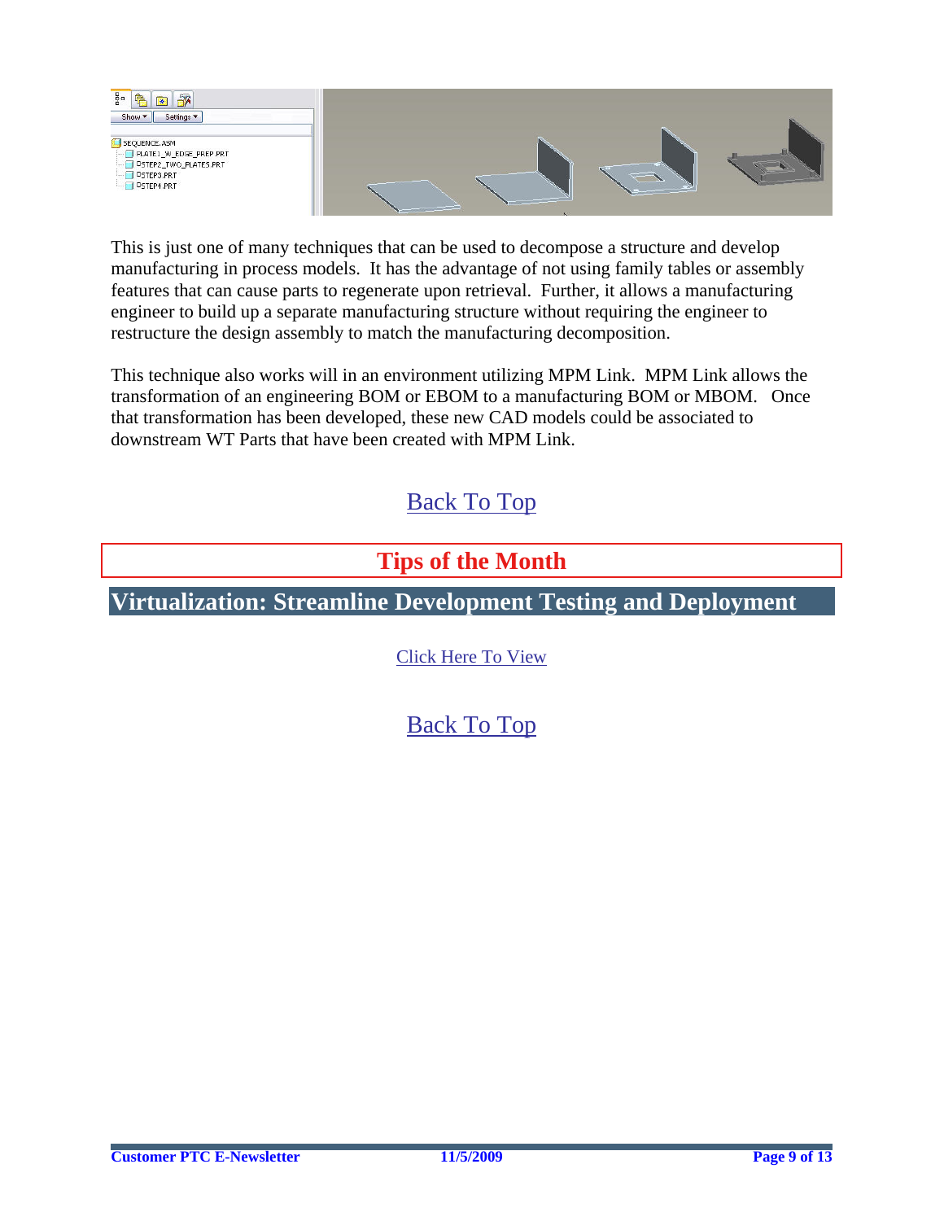This is just one of many techniques that can be used to decompose a structure and develop manufacturing in process models. It has the advantage of not using family tables or assembly features that can cause parts to regenerate upon retrieval. Further, it allows a manufacturing engineer to build up a separate manufacturing structure without requiring the engineer to restructure the design assembly to match the manufacturing decomposition.

This technique also works will in an environment utilizing MPM Link. MPM Link allows the transformation of an engineering BOM or EBOM to a manufacturing BOM or MBOM. Once that transformation has been developed, these new CAD models could be associated to downstream WT Parts that have been created with MPM Link.

Back To Top

# Tips of the Month

## Virtualization: Streamline Development Testing and Deployment

Click Here To View

Back To Top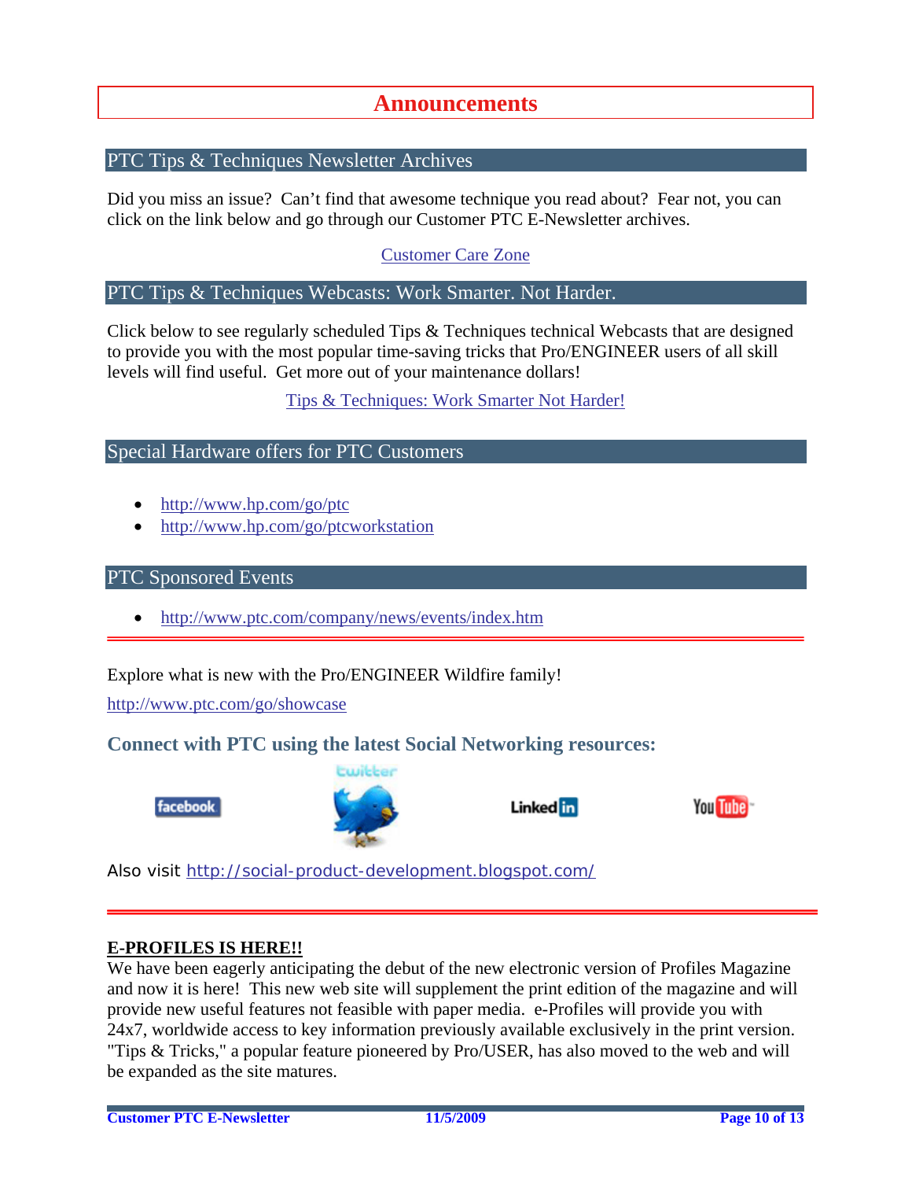# Announcements

## PTC Tips & Techniques Newsletter Archives

Did you miss an issue? Can't find that awesome technique you read about? Fear not, you can click on the link below and go through our Customer PTC E-Newsletter archives.

Customer Care Zone

## PTC Tips & Techniques Webcasts: Work Smarter. Not Harder.

Click below to see regularly scheduled Tips & Techniques technical Webcasts that are designed to provide you with the most popular time-saving tricks that Pro/ENGINEER users of all skill levels will find useful. Get more out of your maintenance dollars!

Tips & Techniques: Work Smarter Not Harder!

## Special Hardware offers for PTC Customers

- http://www.hp.com/go/ptc
- http://www.hp.com/go/ptcworkstation

## PTC Sponsored Events

- http://www.ptc.com/company/news/events/index.htm

---

Explore what is new with the Pro/ENGINEER Wildfire family!

http://www.ptc.com/go/showcase

### Connect with PTC using the latest Social Networking resources:

facebook | twitter | LinkedIn | YouTube

Also visit http://social-product-development.blogspot.com/

---

**E-PROFILES IS HERE!!**

We have been eagerly anticipating the debut of the new electronic version of Profiles Magazine and now it is here! This new web site will supplement the print edition of the magazine and will provide new useful features not feasible with paper media. e-Profiles will provide you with 24x7, worldwide access to key information previously available exclusively in the print version. "Tips & Tricks," a popular feature pioneered by Pro/USER, has also moved to the web and will be expanded as the site matures.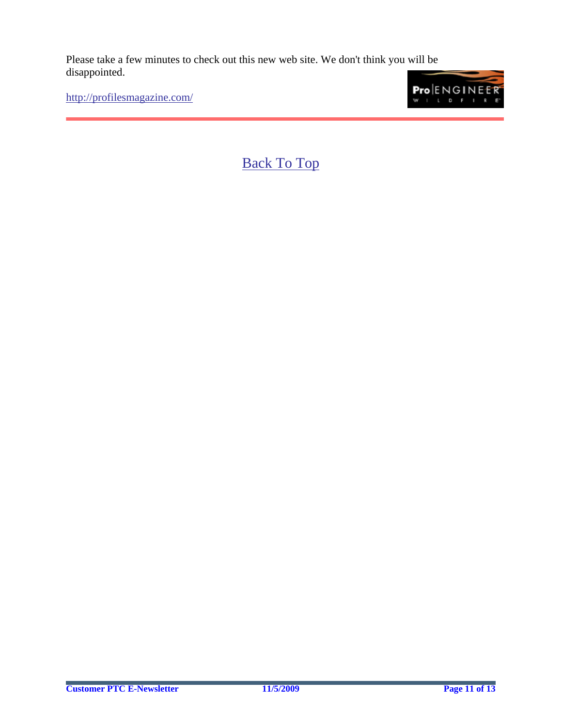Please take a few minutes to check out this new web site. We don't think you will be disappointed.

http://profilesmagazine.com/

---

Back To Top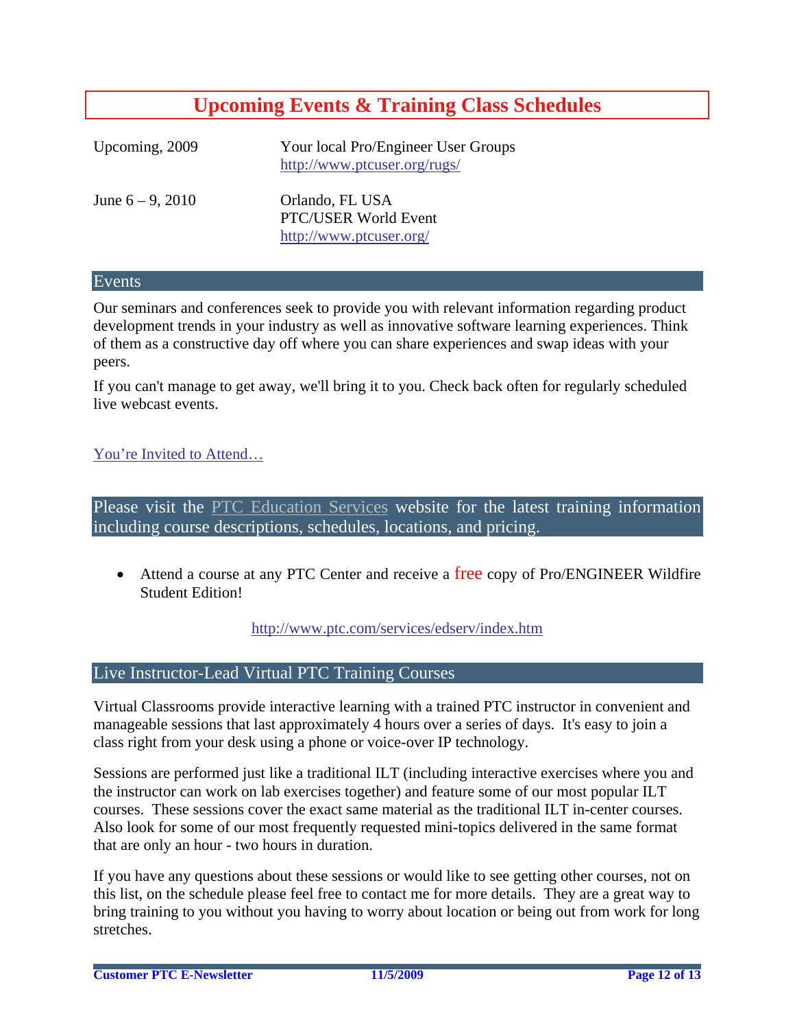# Upcoming Events & Training Class Schedules

| | |
|---|---|
| Upcoming, 2009 | Your local Pro/Engineer User Groups<br>http://www.ptcuser.org/rugs/ |
| June 6 – 9, 2010 | Orlando, FL USA<br>PTC/USER World Event<br>http://www.ptcuser.org/ |

## Events

Our seminars and conferences seek to provide you with relevant information regarding product development trends in your industry as well as innovative software learning experiences. Think of them as a constructive day off where you can share experiences and swap ideas with your peers.

If you can't manage to get away, we'll bring it to you. Check back often for regularly scheduled live webcast events.

You're Invited to Attend…

## Please visit the PTC Education Services website for the latest training information including course descriptions, schedules, locations, and pricing.

- Attend a course at any PTC Center and receive a free copy of Pro/ENGINEER Wildfire Student Edition!

http://www.ptc.com/services/edserv/index.htm

## Live Instructor-Lead Virtual PTC Training Courses

Virtual Classrooms provide interactive learning with a trained PTC instructor in convenient and manageable sessions that last approximately 4 hours over a series of days. It's easy to join a class right from your desk using a phone or voice-over IP technology.

Sessions are performed just like a traditional ILT (including interactive exercises where you and the instructor can work on lab exercises together) and feature some of our most popular ILT courses. These sessions cover the exact same material as the traditional ILT in-center courses. Also look for some of our most frequently requested mini-topics delivered in the same format that are only an hour - two hours in duration.

If you have any questions about these sessions or would like to see getting other courses, not on this list, on the schedule please feel free to contact me for more details. They are a great way to bring training to you without you having to worry about location or being out from work for long stretches.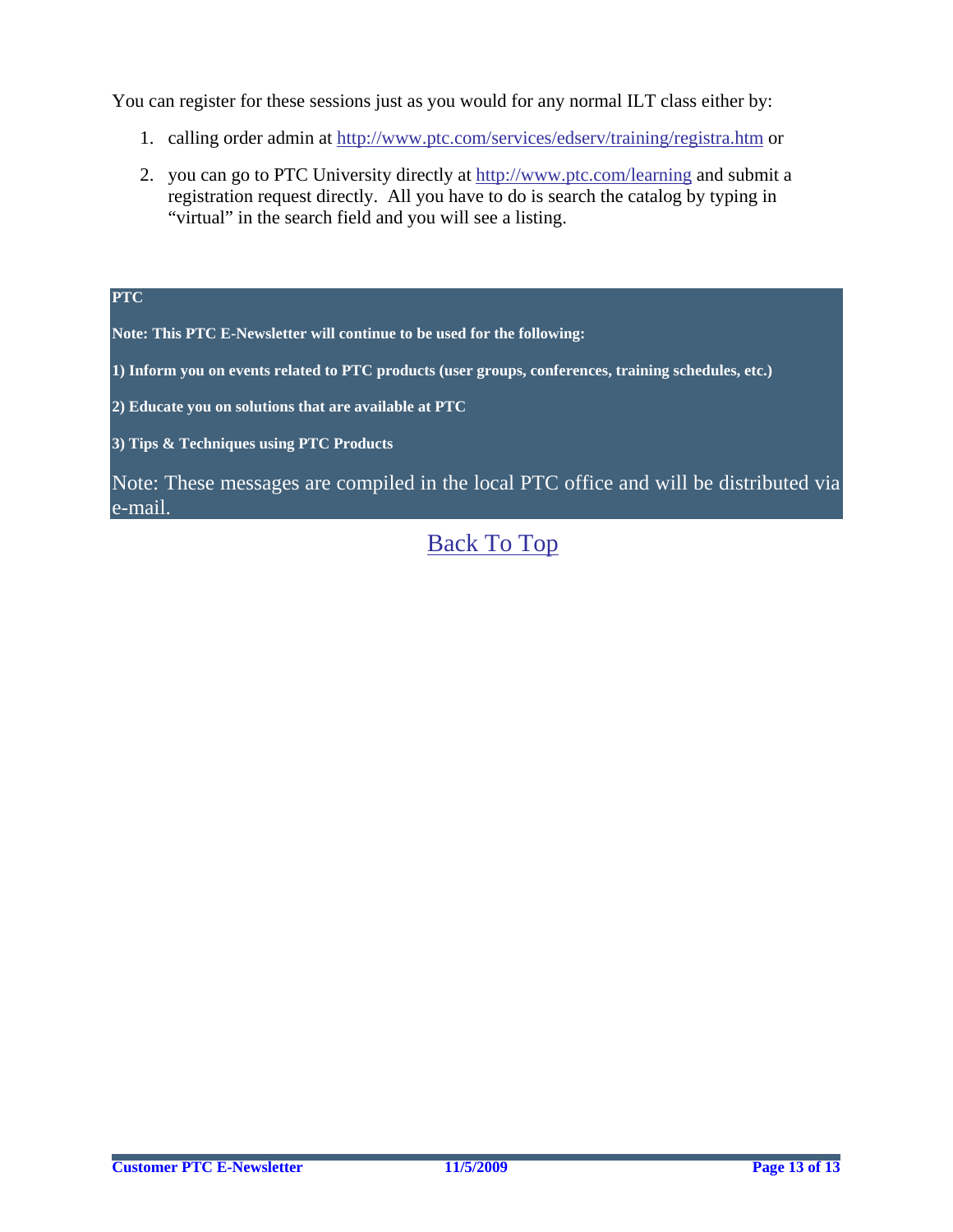You can register for these sessions just as you would for any normal ILT class either by:

1. calling order admin at http://www.ptc.com/services/edserv/training/registra.htm or
2. you can go to PTC University directly at http://www.ptc.com/learning and submit a registration request directly. All you have to do is search the catalog by typing in "virtual" in the search field and you will see a listing.

**PTC**

**Note: This PTC E-Newsletter will continue to be used for the following:**

**1) Inform you on events related to PTC products (user groups, conferences, training schedules, etc.)**

**2) Educate you on solutions that are available at PTC**

**3) Tips & Techniques using PTC Products**

Note: These messages are compiled in the local PTC office and will be distributed via e-mail.

Back To Top